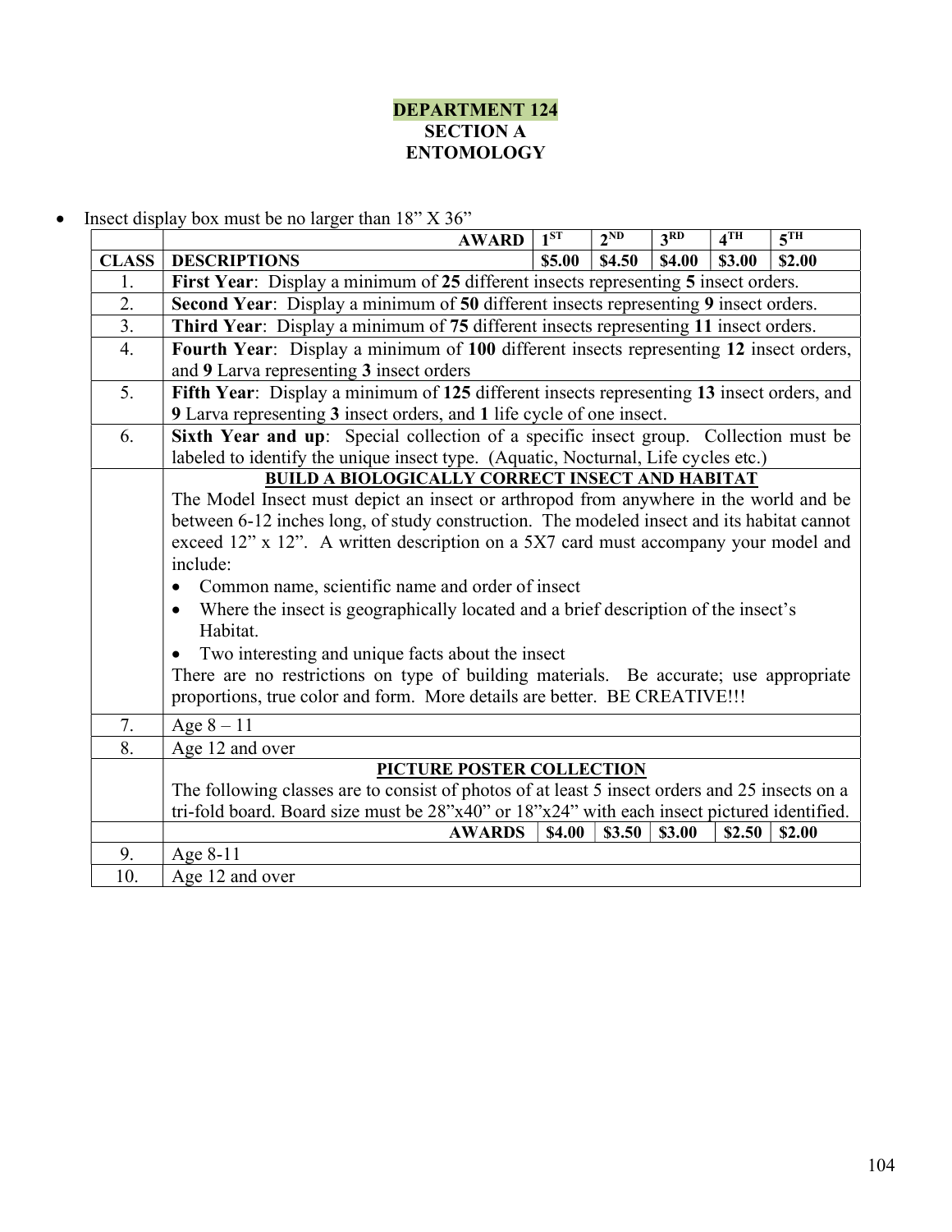# DEPARTMENT 124

## SECTION A

## ENTOMOLOGY

- Insect display box must be no larger than 18" X 36"

| CLASS | AWARD / DESCRIPTIONS | 1ST $5.00 | 2ND $4.50 | 3RD $4.00 | 4TH $3.00 | 5TH $2.00 |
|---|---|---|---|---|---|---|
| 1. | **First Year**: Display a minimum of **25** different insects representing **5** insect orders. | | | | | |
| 2. | **Second Year**: Display a minimum of **50** different insects representing **9** insect orders. | | | | | |
| 3. | **Third Year**: Display a minimum of **75** different insects representing **11** insect orders. | | | | | |
| 4. | **Fourth Year**: Display a minimum of **100** different insects representing **12** insect orders, and **9** Larva representing **3** insect orders | | | | | |
| 5. | **Fifth Year**: Display a minimum of **125** different insects representing **13** insect orders, and **9** Larva representing **3** insect orders, and **1** life cycle of one insect. | | | | | |
| 6. | **Sixth Year and up**: Special collection of a specific insect group. Collection must be labeled to identify the unique insect type. (Aquatic, Nocturnal, Life cycles etc.) | | | | | |
| | **BUILD A BIOLOGICALLY CORRECT INSECT AND HABITAT** The Model Insect must depict an insect or arthropod from anywhere in the world and be between 6-12 inches long, of study construction. The modeled insect and its habitat cannot exceed 12" x 12". A written description on a 5X7 card must accompany your model and include: • Common name, scientific name and order of insect • Where the insect is geographically located and a brief description of the insect's Habitat. • Two interesting and unique facts about the insect There are no restrictions on type of building materials. Be accurate; use appropriate proportions, true color and form. More details are better. BE CREATIVE!!! | | | | | |
| 7. | Age 8 – 11 | | | | | |
| 8. | Age 12 and over | | | | | |
| | **PICTURE POSTER COLLECTION** The following classes are to consist of photos of at least 5 insect orders and 25 insects on a tri-fold board. Board size must be 28"x40" or 18"x24" with each insect pictured identified. | | | | | |
| | **AWARDS** | $4.00 | $3.50 | $3.00 | $2.50 | $2.00 |
| 9. | Age 8-11 | | | | | |
| 10. | Age 12 and over | | | | | |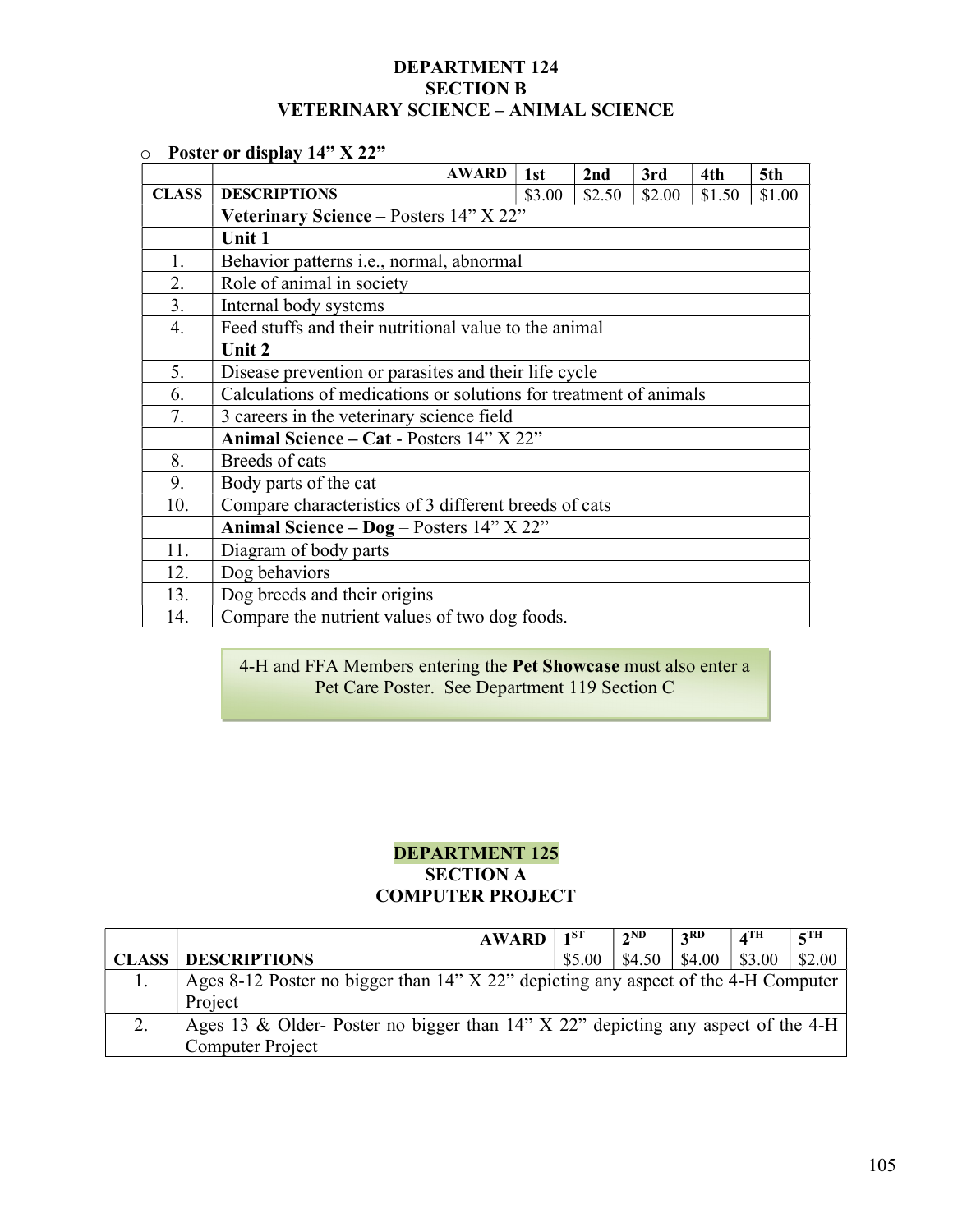# DEPARTMENT 124
## SECTION B
## VETERINARY SCIENCE – ANIMAL SCIENCE

- **Poster or display 14" X 22"**

| | **AWARD** | **1st** | **2nd** | **3rd** | **4th** | **5th** |
|---|---|---|---|---|---|---|
| **CLASS** | **DESCRIPTIONS** | $3.00 | $2.50 | $2.00 | $1.50 | $1.00 |
| | **Veterinary Science –** Posters 14" X 22" | | | | | |
| | **Unit 1** | | | | | |
| 1. | Behavior patterns i.e., normal, abnormal | | | | | |
| 2. | Role of animal in society | | | | | |
| 3. | Internal body systems | | | | | |
| 4. | Feed stuffs and their nutritional value to the animal | | | | | |
| | **Unit 2** | | | | | |
| 5. | Disease prevention or parasites and their life cycle | | | | | |
| 6. | Calculations of medications or solutions for treatment of animals | | | | | |
| 7. | 3 careers in the veterinary science field | | | | | |
| | **Animal Science – Cat** - Posters 14" X 22" | | | | | |
| 8. | Breeds of cats | | | | | |
| 9. | Body parts of the cat | | | | | |
| 10. | Compare characteristics of 3 different breeds of cats | | | | | |
| | **Animal Science – Dog** – Posters 14" X 22" | | | | | |
| 11. | Diagram of body parts | | | | | |
| 12. | Dog behaviors | | | | | |
| 13. | Dog breeds and their origins | | | | | |
| 14. | Compare the nutrient values of two dog foods. | | | | | |

4-H and FFA Members entering the **Pet Showcase** must also enter a Pet Care Poster. See Department 119 Section C

# DEPARTMENT 125
## SECTION A
## COMPUTER PROJECT

| | **AWARD** | **1ST** | **2ND** | **3RD** | **4TH** | **5TH** |
|---|---|---|---|---|---|---|
| **CLASS** | **DESCRIPTIONS** | $5.00 | $4.50 | $4.00 | $3.00 | $2.00 |
| 1. | Ages 8-12 Poster no bigger than 14" X 22" depicting any aspect of the 4-H Computer Project | | | | | |
| 2. | Ages 13 & Older- Poster no bigger than 14" X 22" depicting any aspect of the 4-H Computer Project | | | | | |